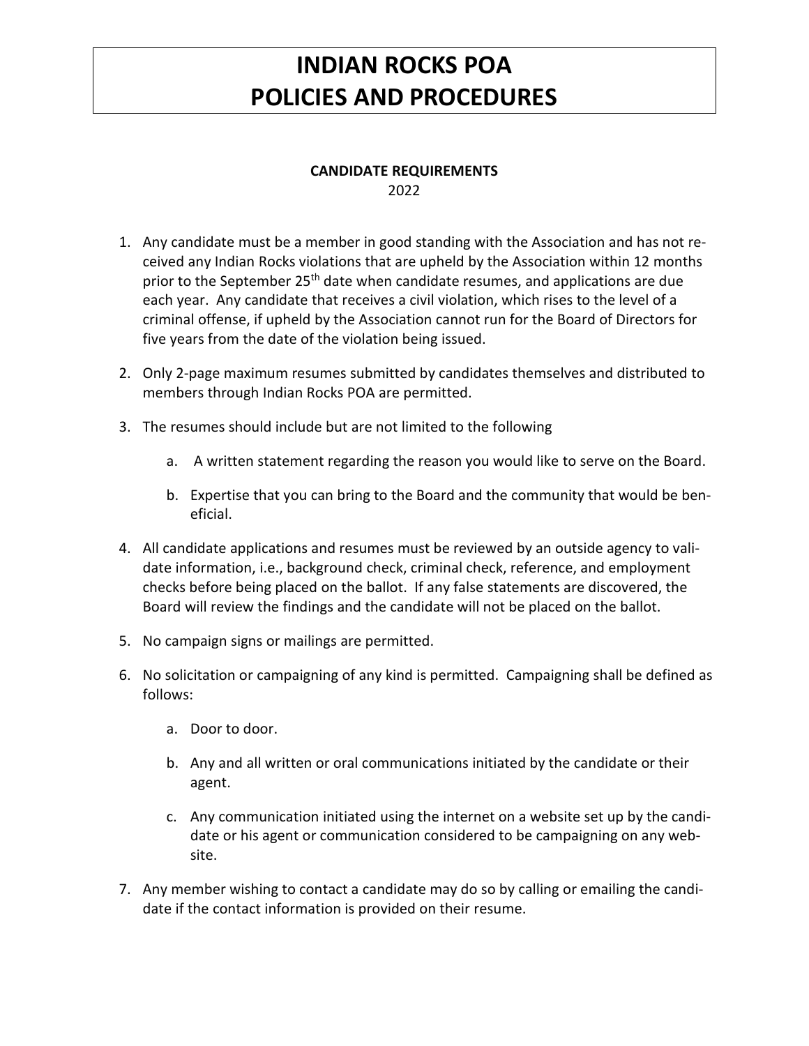# INDIAN ROCKS POA
# POLICIES AND PROCEDURES

**CANDIDATE REQUIREMENTS**

2022

1. Any candidate must be a member in good standing with the Association and has not received any Indian Rocks violations that are upheld by the Association within 12 months prior to the September 25th date when candidate resumes, and applications are due each year. Any candidate that receives a civil violation, which rises to the level of a criminal offense, if upheld by the Association cannot run for the Board of Directors for five years from the date of the violation being issued.
2. Only 2-page maximum resumes submitted by candidates themselves and distributed to members through Indian Rocks POA are permitted.
3. The resumes should include but are not limited to the following
   a. A written statement regarding the reason you would like to serve on the Board.
   b. Expertise that you can bring to the Board and the community that would be beneficial.
4. All candidate applications and resumes must be reviewed by an outside agency to validate information, i.e., background check, criminal check, reference, and employment checks before being placed on the ballot. If any false statements are discovered, the Board will review the findings and the candidate will not be placed on the ballot.
5. No campaign signs or mailings are permitted.
6. No solicitation or campaigning of any kind is permitted. Campaigning shall be defined as follows:
   a. Door to door.
   b. Any and all written or oral communications initiated by the candidate or their agent.
   c. Any communication initiated using the internet on a website set up by the candidate or his agent or communication considered to be campaigning on any website.
7. Any member wishing to contact a candidate may do so by calling or emailing the candidate if the contact information is provided on their resume.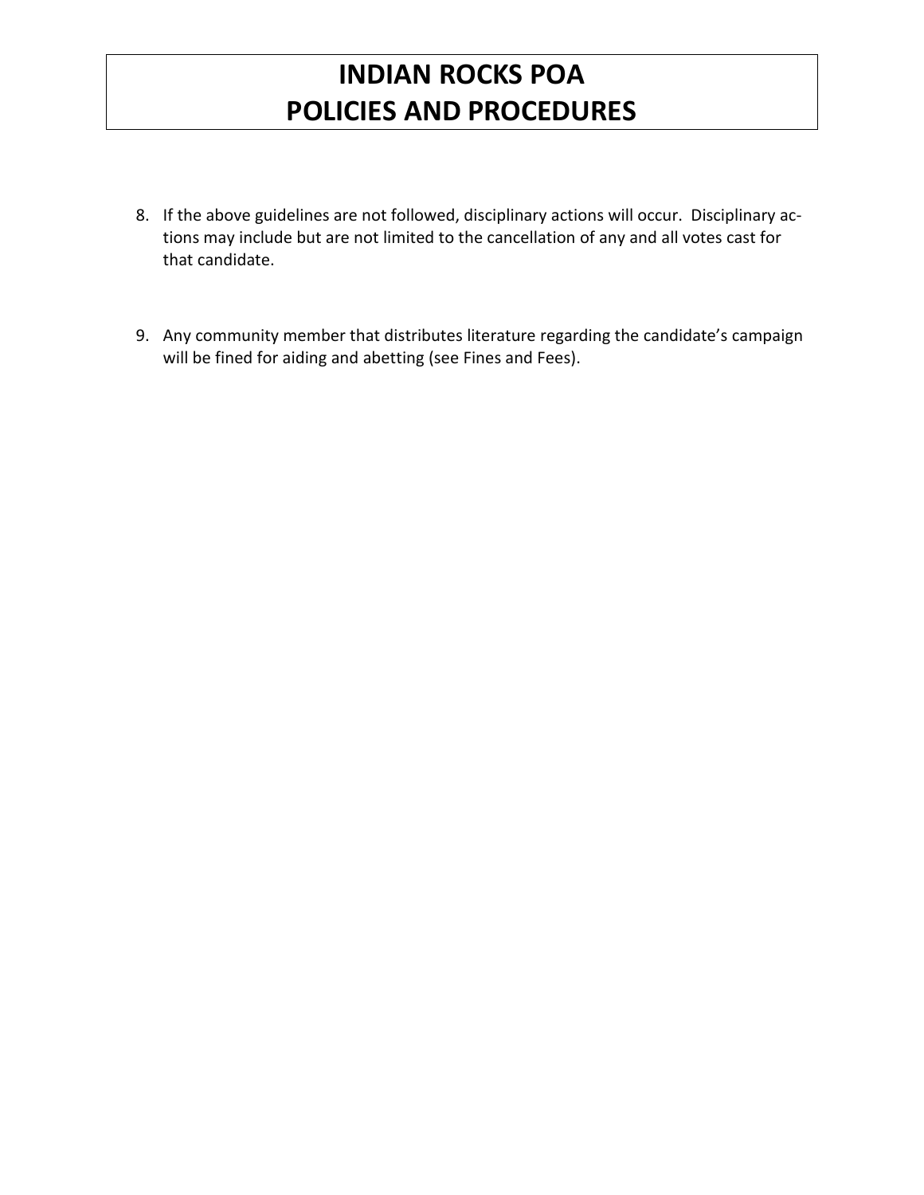8. If the above guidelines are not followed, disciplinary actions will occur. Disciplinary actions may include but are not limited to the cancellation of any and all votes cast for that candidate.

9. Any community member that distributes literature regarding the candidate's campaign will be fined for aiding and abetting (see Fines and Fees).